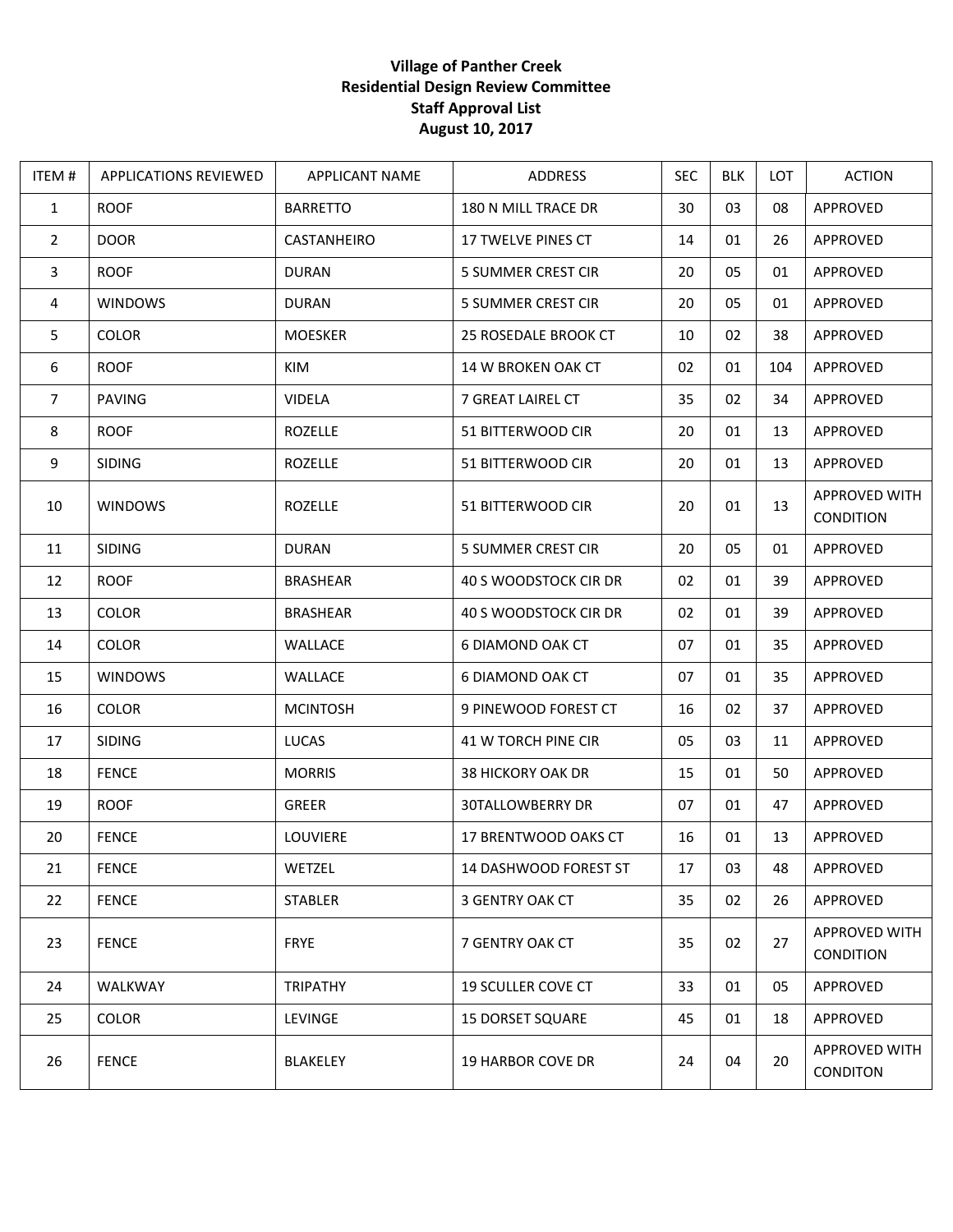**Village of Panther Creek**
**Residential Design Review Committee**
**Staff Approval List**
**August 10, 2017**

| ITEM # | APPLICATIONS REVIEWED | APPLICANT NAME | ADDRESS | SEC | BLK | LOT | ACTION |
|---|---|---|---|---|---|---|---|
| 1 | ROOF | BARRETTO | 180 N MILL TRACE DR | 30 | 03 | 08 | APPROVED |
| 2 | DOOR | CASTANHEIRO | 17 TWELVE PINES CT | 14 | 01 | 26 | APPROVED |
| 3 | ROOF | DURAN | 5 SUMMER CREST CIR | 20 | 05 | 01 | APPROVED |
| 4 | WINDOWS | DURAN | 5 SUMMER CREST CIR | 20 | 05 | 01 | APPROVED |
| 5 | COLOR | MOESKER | 25 ROSEDALE BROOK CT | 10 | 02 | 38 | APPROVED |
| 6 | ROOF | KIM | 14 W BROKEN OAK CT | 02 | 01 | 104 | APPROVED |
| 7 | PAVING | VIDELA | 7 GREAT LAIREL CT | 35 | 02 | 34 | APPROVED |
| 8 | ROOF | ROZELLE | 51 BITTERWOOD CIR | 20 | 01 | 13 | APPROVED |
| 9 | SIDING | ROZELLE | 51 BITTERWOOD CIR | 20 | 01 | 13 | APPROVED |
| 10 | WINDOWS | ROZELLE | 51 BITTERWOOD CIR | 20 | 01 | 13 | APPROVED WITH CONDITION |
| 11 | SIDING | DURAN | 5 SUMMER CREST CIR | 20 | 05 | 01 | APPROVED |
| 12 | ROOF | BRASHEAR | 40 S WOODSTOCK CIR DR | 02 | 01 | 39 | APPROVED |
| 13 | COLOR | BRASHEAR | 40 S WOODSTOCK CIR DR | 02 | 01 | 39 | APPROVED |
| 14 | COLOR | WALLACE | 6 DIAMOND OAK CT | 07 | 01 | 35 | APPROVED |
| 15 | WINDOWS | WALLACE | 6 DIAMOND OAK CT | 07 | 01 | 35 | APPROVED |
| 16 | COLOR | MCINTOSH | 9 PINEWOOD FOREST CT | 16 | 02 | 37 | APPROVED |
| 17 | SIDING | LUCAS | 41 W TORCH PINE CIR | 05 | 03 | 11 | APPROVED |
| 18 | FENCE | MORRIS | 38 HICKORY OAK DR | 15 | 01 | 50 | APPROVED |
| 19 | ROOF | GREER | 30TALLOWBERRY DR | 07 | 01 | 47 | APPROVED |
| 20 | FENCE | LOUVIERE | 17 BRENTWOOD OAKS CT | 16 | 01 | 13 | APPROVED |
| 21 | FENCE | WETZEL | 14 DASHWOOD FOREST ST | 17 | 03 | 48 | APPROVED |
| 22 | FENCE | STABLER | 3 GENTRY OAK CT | 35 | 02 | 26 | APPROVED |
| 23 | FENCE | FRYE | 7 GENTRY OAK CT | 35 | 02 | 27 | APPROVED WITH CONDITION |
| 24 | WALKWAY | TRIPATHY | 19 SCULLER COVE CT | 33 | 01 | 05 | APPROVED |
| 25 | COLOR | LEVINGE | 15 DORSET SQUARE | 45 | 01 | 18 | APPROVED |
| 26 | FENCE | BLAKELEY | 19 HARBOR COVE DR | 24 | 04 | 20 | APPROVED WITH CONDITON |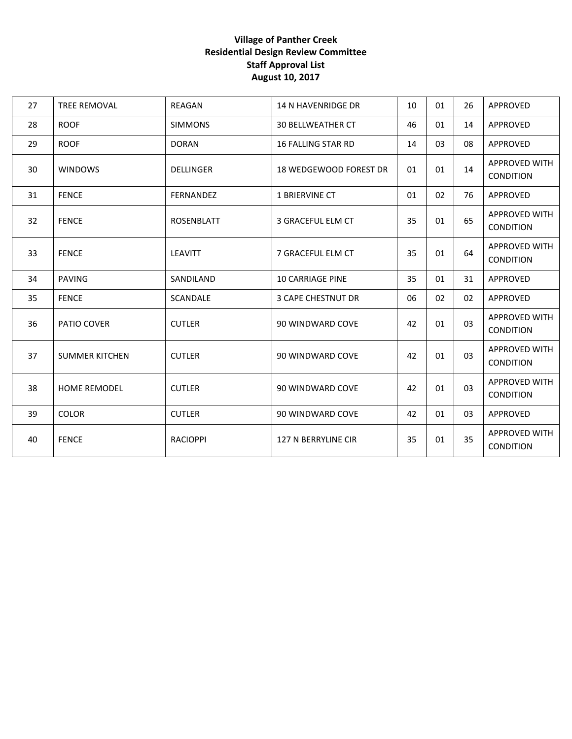**Village of Panther Creek**
**Residential Design Review Committee**
**Staff Approval List**
**August 10, 2017**

| | | | | | | | |
|---|---|---|---|---|---|---|---|
| 27 | TREE REMOVAL | REAGAN | 14 N HAVENRIDGE DR | 10 | 01 | 26 | APPROVED |
| 28 | ROOF | SIMMONS | 30 BELLWEATHER CT | 46 | 01 | 14 | APPROVED |
| 29 | ROOF | DORAN | 16 FALLING STAR RD | 14 | 03 | 08 | APPROVED |
| 30 | WINDOWS | DELLINGER | 18 WEDGEWOOD FOREST DR | 01 | 01 | 14 | APPROVED WITH CONDITION |
| 31 | FENCE | FERNANDEZ | 1 BRIERVINE CT | 01 | 02 | 76 | APPROVED |
| 32 | FENCE | ROSENBLATT | 3 GRACEFUL ELM CT | 35 | 01 | 65 | APPROVED WITH CONDITION |
| 33 | FENCE | LEAVITT | 7 GRACEFUL ELM CT | 35 | 01 | 64 | APPROVED WITH CONDITION |
| 34 | PAVING | SANDILAND | 10 CARRIAGE PINE | 35 | 01 | 31 | APPROVED |
| 35 | FENCE | SCANDALE | 3 CAPE CHESTNUT DR | 06 | 02 | 02 | APPROVED |
| 36 | PATIO COVER | CUTLER | 90 WINDWARD COVE | 42 | 01 | 03 | APPROVED WITH CONDITION |
| 37 | SUMMER KITCHEN | CUTLER | 90 WINDWARD COVE | 42 | 01 | 03 | APPROVED WITH CONDITION |
| 38 | HOME REMODEL | CUTLER | 90 WINDWARD COVE | 42 | 01 | 03 | APPROVED WITH CONDITION |
| 39 | COLOR | CUTLER | 90 WINDWARD COVE | 42 | 01 | 03 | APPROVED |
| 40 | FENCE | RACIOPPI | 127 N BERRYLINE CIR | 35 | 01 | 35 | APPROVED WITH CONDITION |